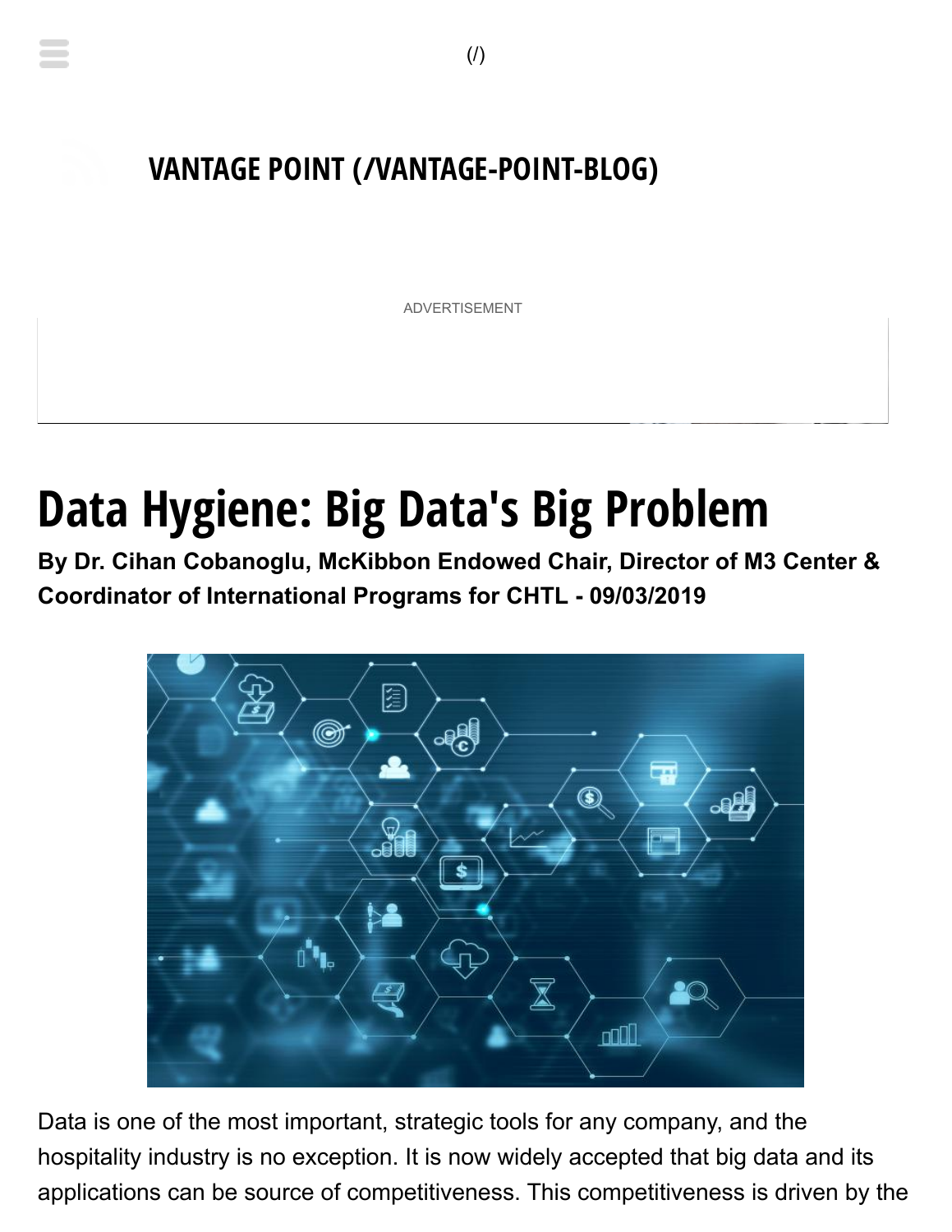# VANTAGE POINT (/VANTAGE-POINT-BLOG)

ADVERTISEMENT

# Data Hygiene: Big Data's Big Problem

**By Dr. Cihan Cobanoglu, McKibbon Endowed Chair, Director of M3 Center & Coordinator of International Programs for CHTL - 09/03/2019**

Data is one of the most important, strategic tools for any company, and the hospitality industry is no exception. It is now widely accepted that big data and its applications can be source of competitiveness. This competitiveness is driven by the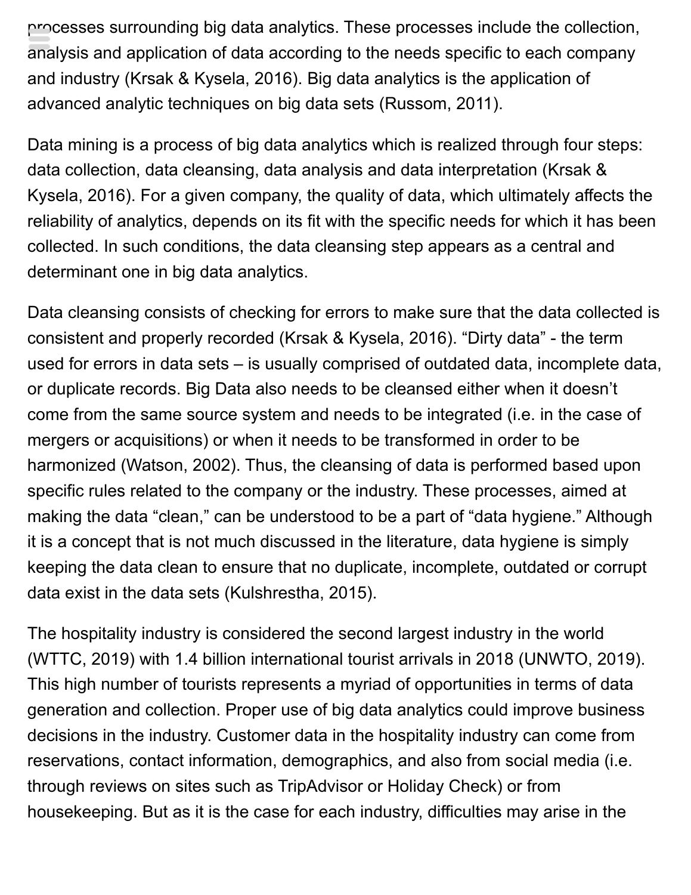processes surrounding big data analytics. These processes include the collection, analysis and application of data according to the needs specific to each company and industry (Krsak & Kysela, 2016). Big data analytics is the application of advanced analytic techniques on big data sets (Russom, 2011).

Data mining is a process of big data analytics which is realized through four steps: data collection, data cleansing, data analysis and data interpretation (Krsak & Kysela, 2016). For a given company, the quality of data, which ultimately affects the reliability of analytics, depends on its fit with the specific needs for which it has been collected. In such conditions, the data cleansing step appears as a central and determinant one in big data analytics.

Data cleansing consists of checking for errors to make sure that the data collected is consistent and properly recorded (Krsak & Kysela, 2016). "Dirty data" - the term used for errors in data sets – is usually comprised of outdated data, incomplete data, or duplicate records. Big Data also needs to be cleansed either when it doesn't come from the same source system and needs to be integrated (i.e. in the case of mergers or acquisitions) or when it needs to be transformed in order to be harmonized (Watson, 2002). Thus, the cleansing of data is performed based upon specific rules related to the company or the industry. These processes, aimed at making the data "clean," can be understood to be a part of "data hygiene." Although it is a concept that is not much discussed in the literature, data hygiene is simply keeping the data clean to ensure that no duplicate, incomplete, outdated or corrupt data exist in the data sets (Kulshrestha, 2015).

The hospitality industry is considered the second largest industry in the world (WTTC, 2019) with 1.4 billion international tourist arrivals in 2018 (UNWTO, 2019). This high number of tourists represents a myriad of opportunities in terms of data generation and collection. Proper use of big data analytics could improve business decisions in the industry. Customer data in the hospitality industry can come from reservations, contact information, demographics, and also from social media (i.e. through reviews on sites such as TripAdvisor or Holiday Check) or from housekeeping. But as it is the case for each industry, difficulties may arise in the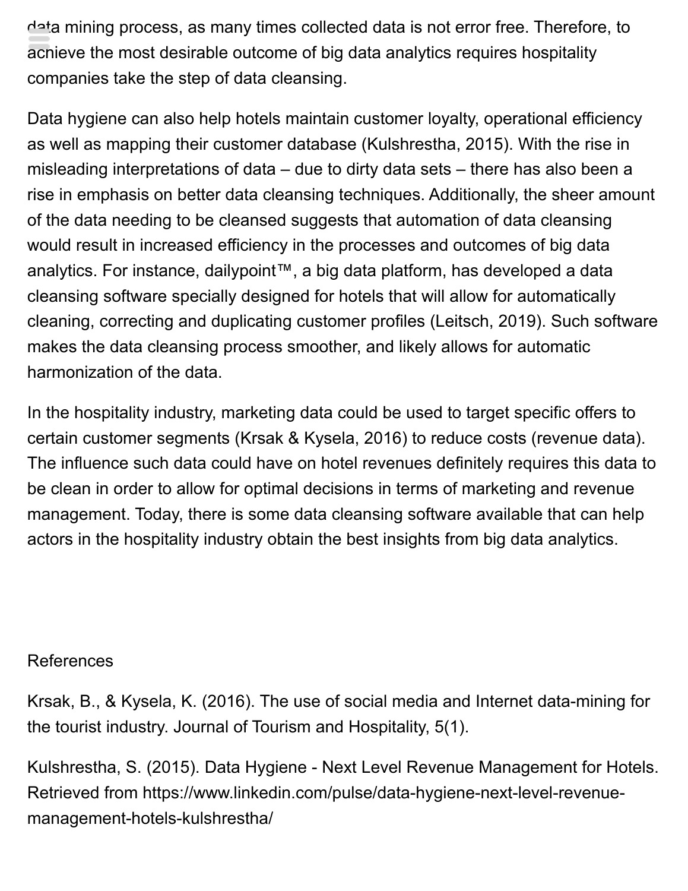data mining process, as many times collected data is not error free. Therefore, to achieve the most desirable outcome of big data analytics requires hospitality companies take the step of data cleansing.

Data hygiene can also help hotels maintain customer loyalty, operational efficiency as well as mapping their customer database (Kulshrestha, 2015). With the rise in misleading interpretations of data – due to dirty data sets – there has also been a rise in emphasis on better data cleansing techniques. Additionally, the sheer amount of the data needing to be cleansed suggests that automation of data cleansing would result in increased efficiency in the processes and outcomes of big data analytics. For instance, dailypoint™, a big data platform, has developed a data cleansing software specially designed for hotels that will allow for automatically cleaning, correcting and duplicating customer profiles (Leitsch, 2019). Such software makes the data cleansing process smoother, and likely allows for automatic harmonization of the data.

In the hospitality industry, marketing data could be used to target specific offers to certain customer segments (Krsak & Kysela, 2016) to reduce costs (revenue data). The influence such data could have on hotel revenues definitely requires this data to be clean in order to allow for optimal decisions in terms of marketing and revenue management. Today, there is some data cleansing software available that can help actors in the hospitality industry obtain the best insights from big data analytics.

References

Krsak, B., & Kysela, K. (2016). The use of social media and Internet data-mining for the tourist industry. Journal of Tourism and Hospitality, 5(1).

Kulshrestha, S. (2015). Data Hygiene - Next Level Revenue Management for Hotels. Retrieved from https://www.linkedin.com/pulse/data-hygiene-next-level-revenue-management-hotels-kulshrestha/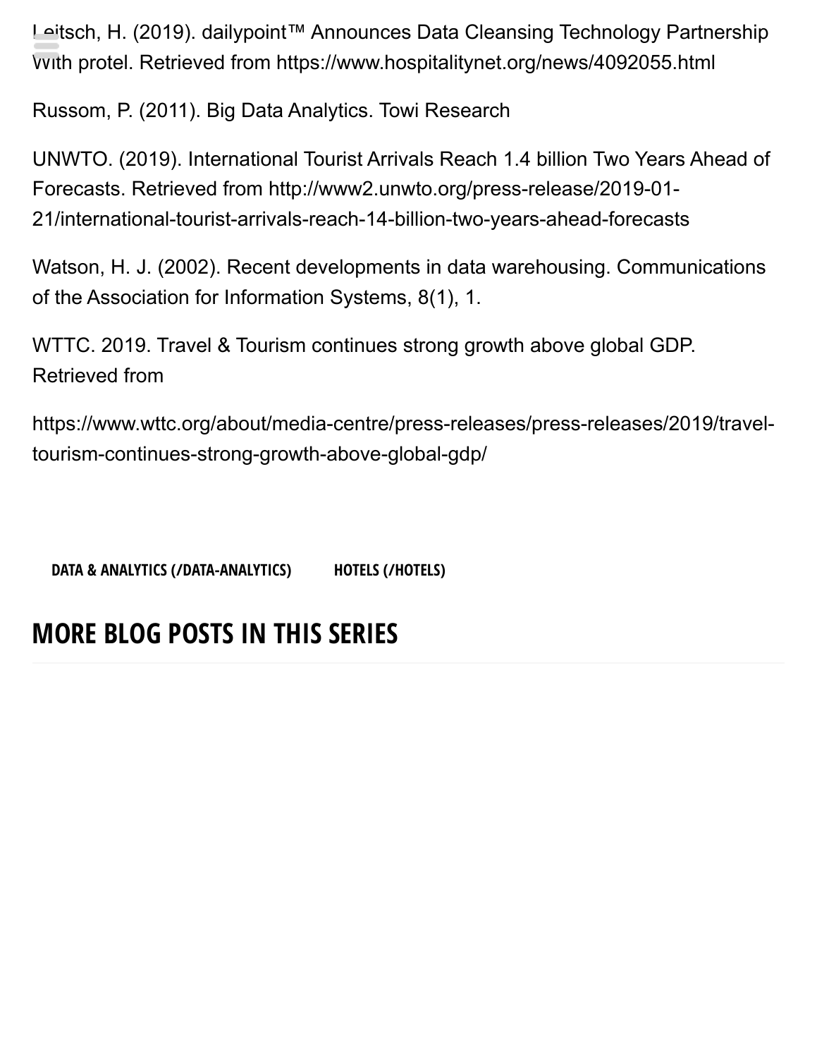Leitsch, H. (2019). dailypoint™ Announces Data Cleansing Technology Partnership With protel. Retrieved from https://www.hospitalitynet.org/news/4092055.html

Russom, P. (2011). Big Data Analytics. Towi Research

UNWTO. (2019). International Tourist Arrivals Reach 1.4 billion Two Years Ahead of Forecasts. Retrieved from http://www2.unwto.org/press-release/2019-01-21/international-tourist-arrivals-reach-14-billion-two-years-ahead-forecasts

Watson, H. J. (2002). Recent developments in data warehousing. Communications of the Association for Information Systems, 8(1), 1.

WTTC. 2019. Travel & Tourism continues strong growth above global GDP. Retrieved from

https://www.wttc.org/about/media-centre/press-releases/press-releases/2019/travel-tourism-continues-strong-growth-above-global-gdp/

**DATA & ANALYTICS (/DATA-ANALYTICS)** **HOTELS (/HOTELS)**

## MORE BLOG POSTS IN THIS SERIES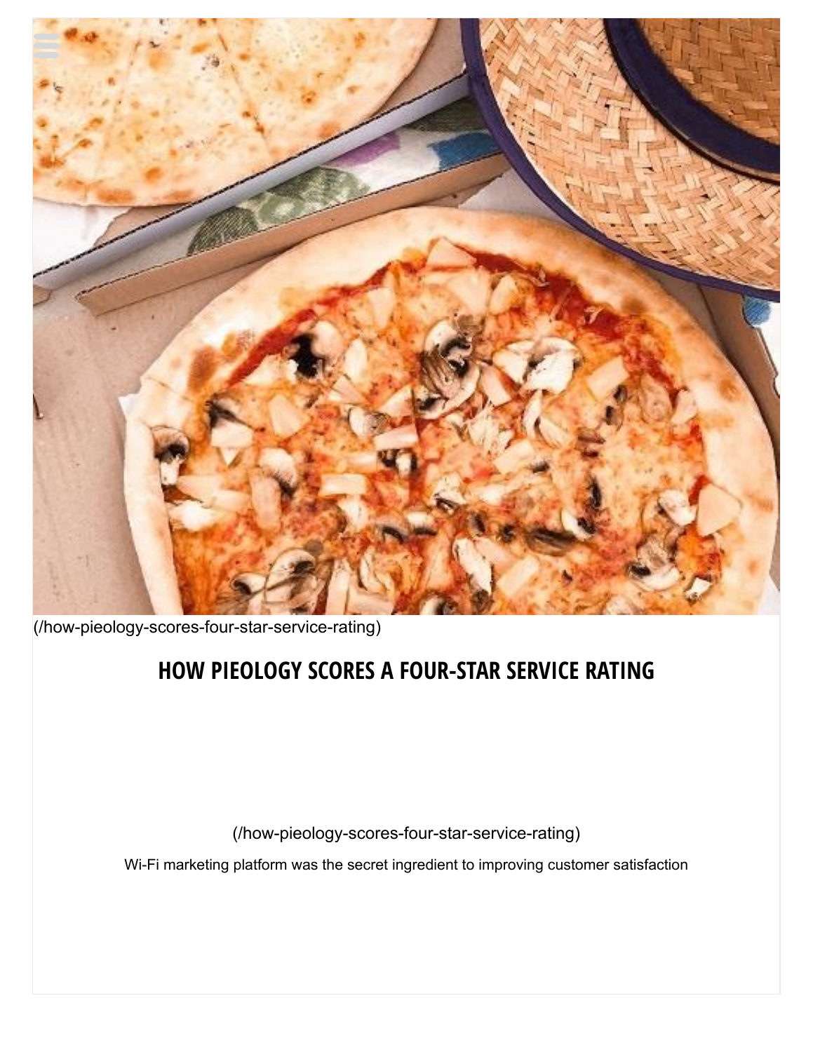(/how-pieology-scores-four-star-service-rating)

## HOW PIEOLOGY SCORES A FOUR-STAR SERVICE RATING

(/how-pieology-scores-four-star-service-rating)

Wi-Fi marketing platform was the secret ingredient to improving customer satisfaction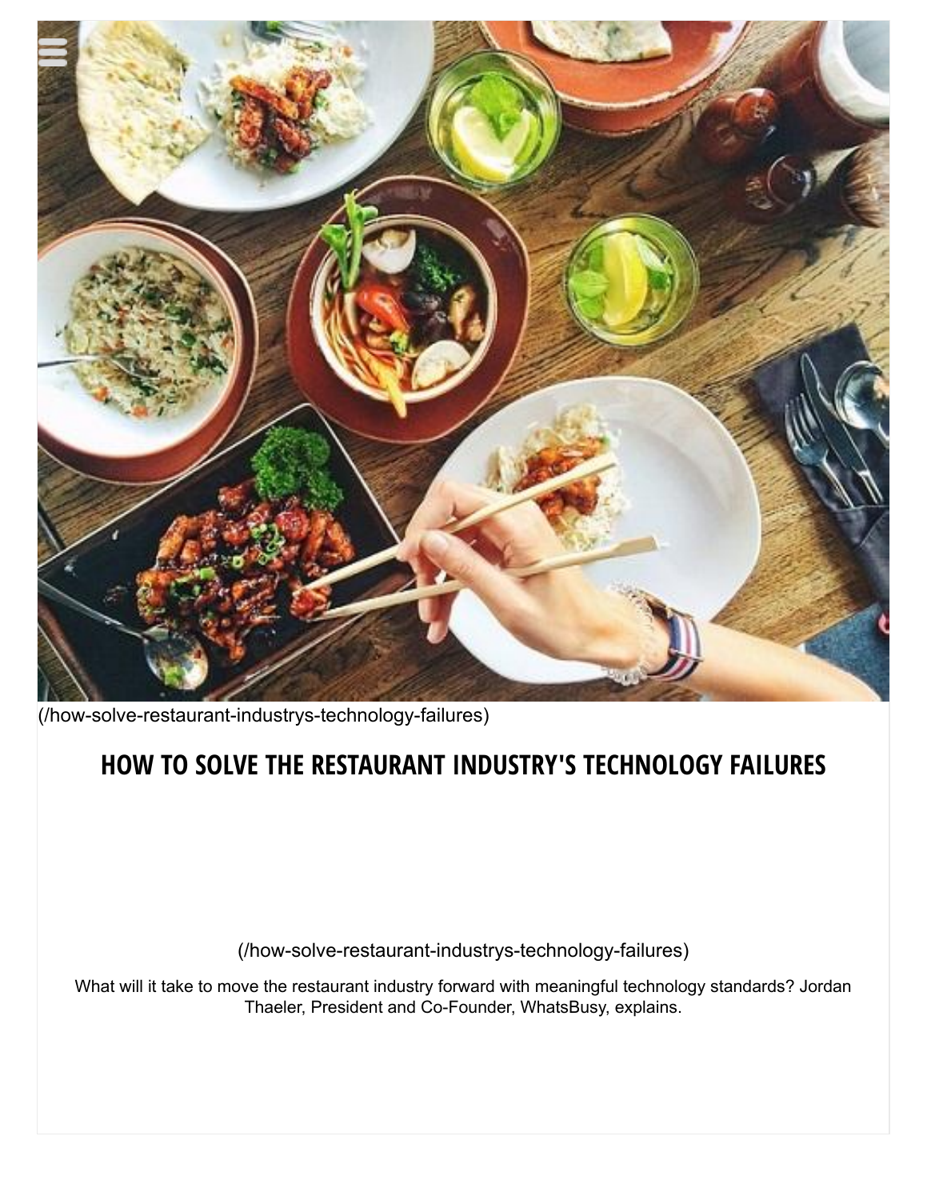(/how-solve-restaurant-industrys-technology-failures)

# HOW TO SOLVE THE RESTAURANT INDUSTRY'S TECHNOLOGY FAILURES

(/how-solve-restaurant-industrys-technology-failures)

What will it take to move the restaurant industry forward with meaningful technology standards? Jordan Thaeler, President and Co-Founder, WhatsBusy, explains.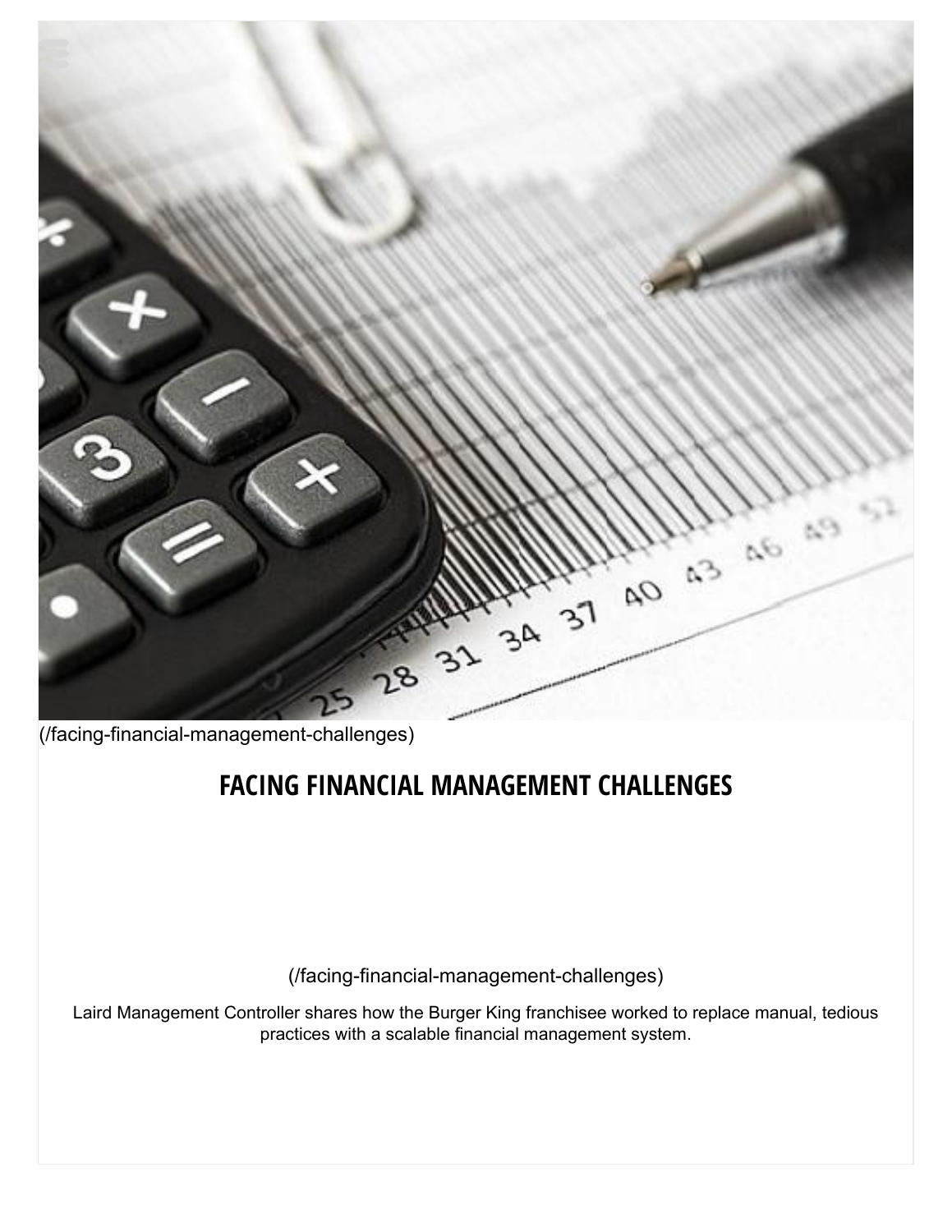(/facing-financial-management-challenges)

## FACING FINANCIAL MANAGEMENT CHALLENGES

(/facing-financial-management-challenges)

Laird Management Controller shares how the Burger King franchisee worked to replace manual, tedious practices with a scalable financial management system.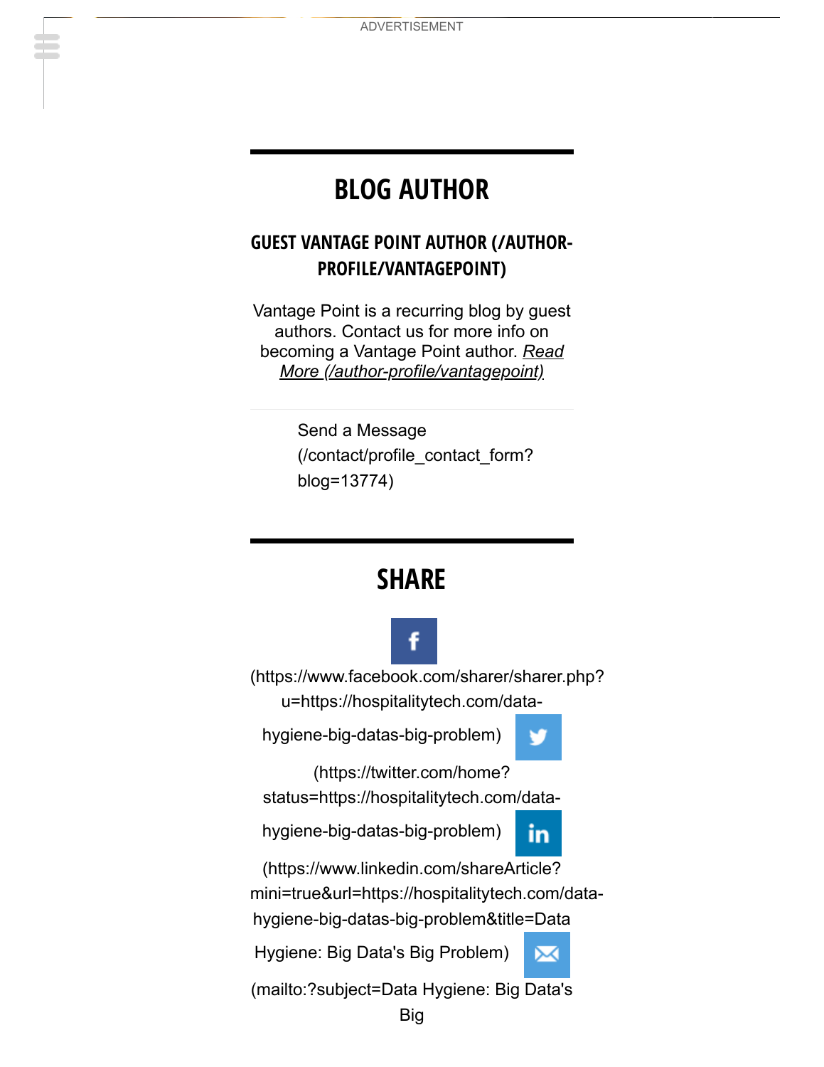ADVERTISEMENT

## BLOG AUTHOR

### GUEST VANTAGE POINT AUTHOR (/AUTHOR-PROFILE/VANTAGEPOINT)

Vantage Point is a recurring blog by guest authors. Contact us for more info on becoming a Vantage Point author. *Read More (/author-profile/vantagepoint)*

Send a Message (/contact/profile_contact_form?blog=13774)

## SHARE

(https://www.facebook.com/sharer/sharer.php?u=https://hospitalitytech.com/data-hygiene-big-datas-big-problem)

(https://twitter.com/home?status=https://hospitalitytech.com/data-hygiene-big-datas-big-problem)

(https://www.linkedin.com/shareArticle?mini=true&url=https://hospitalitytech.com/data-hygiene-big-datas-big-problem&title=Data Hygiene: Big Data's Big Problem)

(mailto:?subject=Data Hygiene: Big Data's Big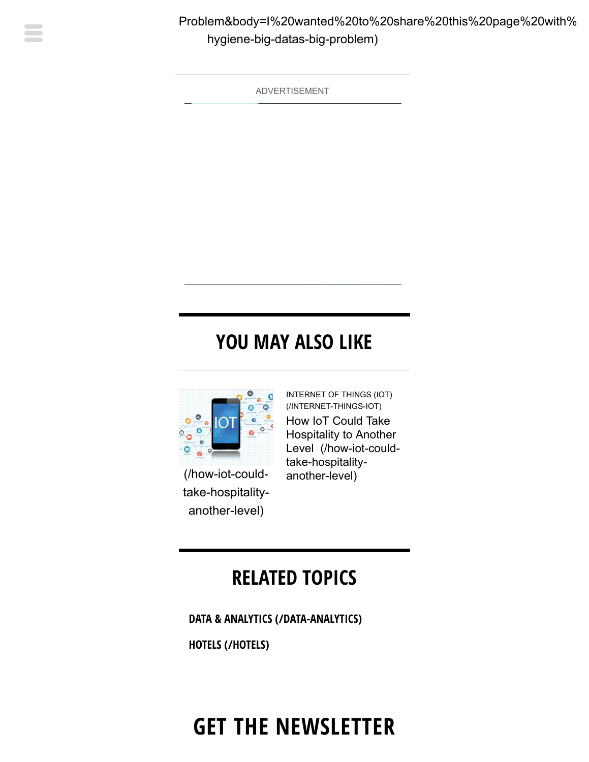Problem&body=I%20wanted%20to%20share%20this%20page%20with%
hygiene-big-datas-big-problem)

ADVERTISEMENT

## YOU MAY ALSO LIKE

(/how-iot-could-take-hospitality-another-level)

INTERNET OF THINGS (IOT) (/INTERNET-THINGS-IOT)

How IoT Could Take Hospitality to Another Level (/how-iot-could-take-hospitality-another-level)

## RELATED TOPICS

**DATA & ANALYTICS (/DATA-ANALYTICS)**

**HOTELS (/HOTELS)**

## GET THE NEWSLETTER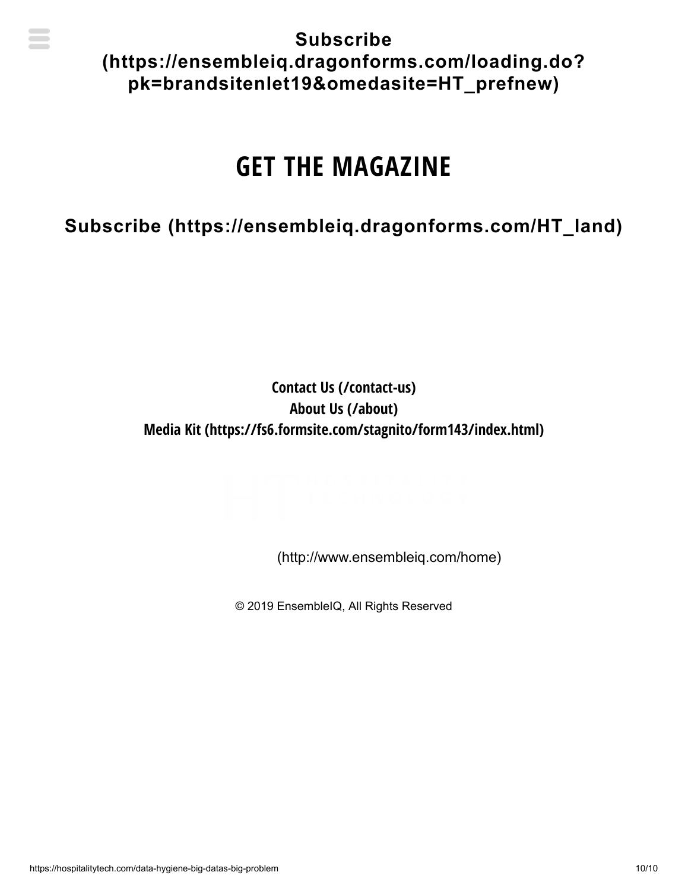**Subscribe (https://ensembleiq.dragonforms.com/loading.do?pk=brandsitenlet19&omedasite=HT_prefnew)**

# GET THE MAGAZINE

**Subscribe (https://ensembleiq.dragonforms.com/HT_land)**

**Contact Us (/contact-us)**
**About Us (/about)**
**Media Kit (https://fs6.formsite.com/stagnito/form143/index.html)**

(http://www.ensembleiq.com/home)

© 2019 EnsembleIQ, All Rights Reserved